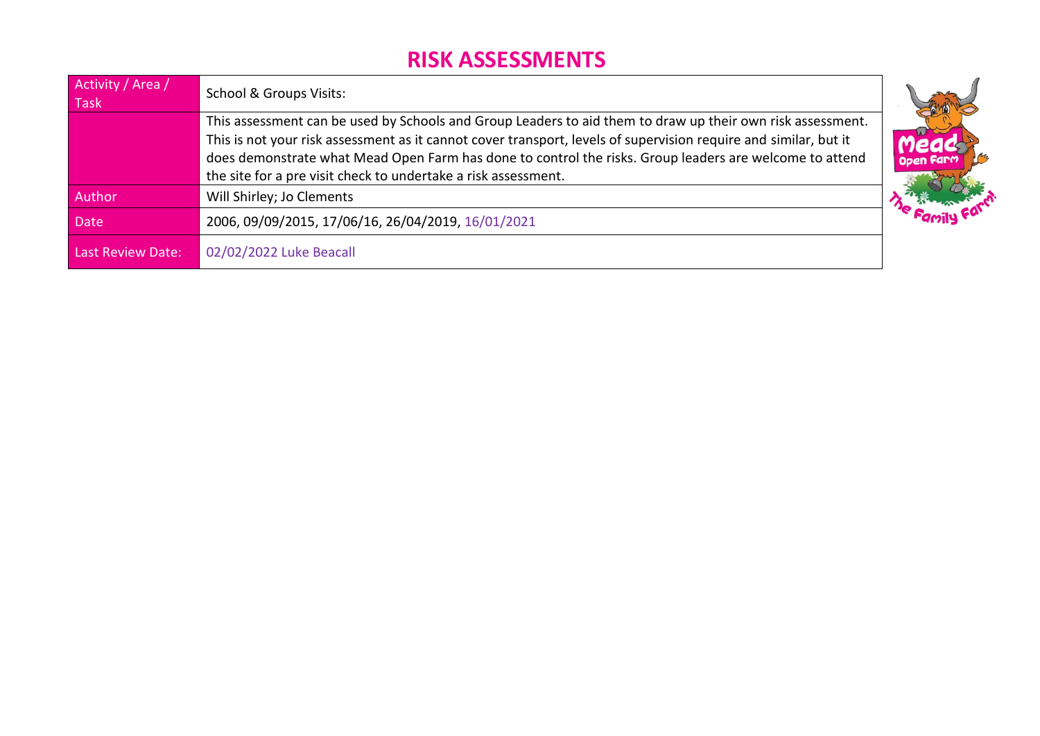# RISK ASSESSMENTS

| Activity / Area / Task | School & Groups Visits: |
|---|---|
| | This assessment can be used by Schools and Group Leaders to aid them to draw up their own risk assessment. This is not your risk assessment as it cannot cover transport, levels of supervision require and similar, but it does demonstrate what Mead Open Farm has done to control the risks. Group leaders are welcome to attend the site for a pre visit check to undertake a risk assessment. |
| Author | Will Shirley; Jo Clements |
| Date | 2006, 09/09/2015, 17/06/16, 26/04/2019, 16/01/2021 |
| Last Review Date: | 02/02/2022 Luke Beacall |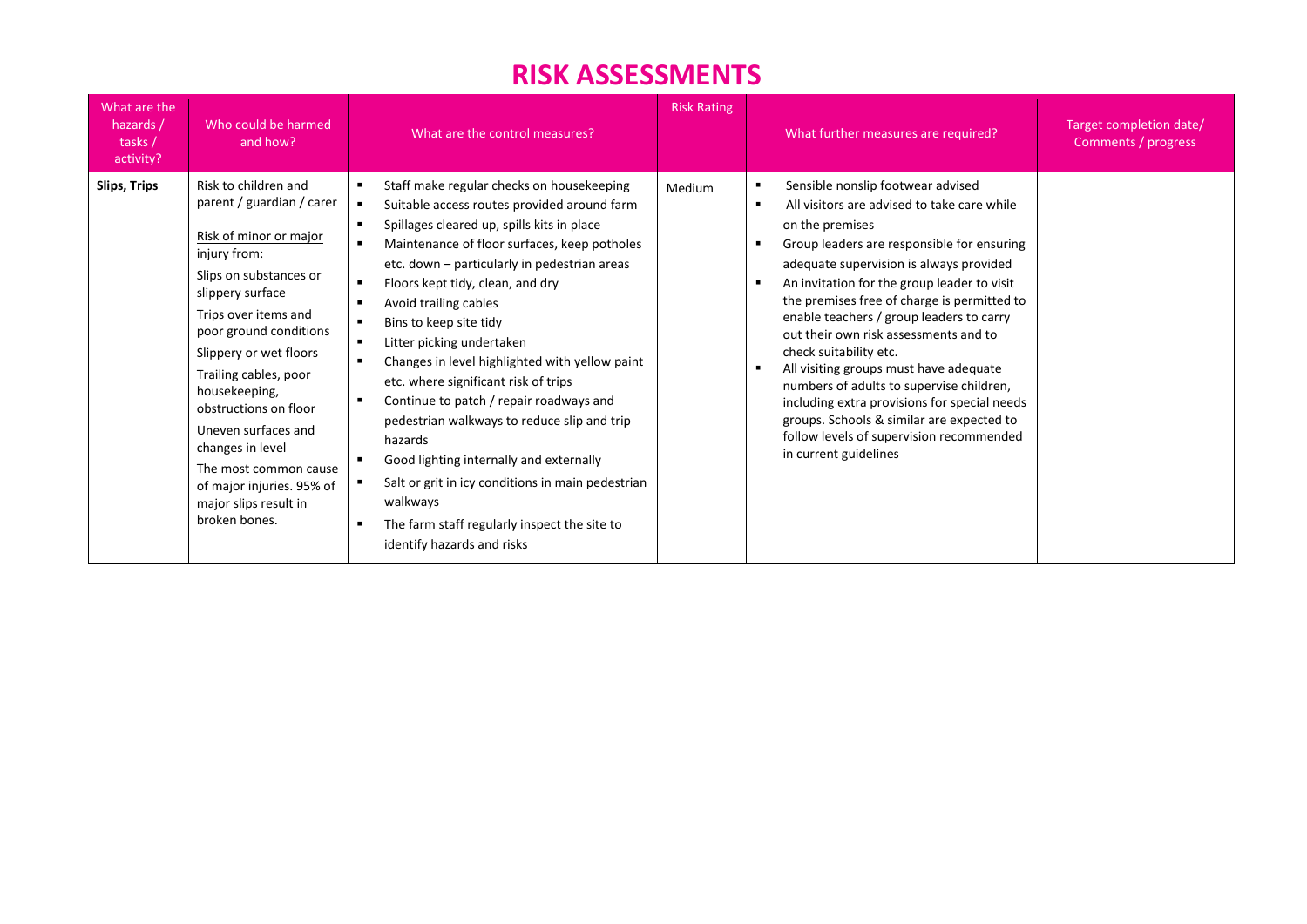# RISK ASSESSMENTS

| What are the hazards / tasks / activity? | Who could be harmed and how? | What are the control measures? | Risk Rating | What further measures are required? | Target completion date/ Comments / progress |
| --- | --- | --- | --- | --- | --- |
| **Slips, Trips** | Risk to children and parent / guardian / carer<br><br><u>Risk of minor or major injury from:</u><br>Slips on substances or slippery surface<br>Trips over items and poor ground conditions<br>Slippery or wet floors<br>Trailing cables, poor housekeeping, obstructions on floor<br>Uneven surfaces and changes in level<br>The most common cause of major injuries. 95% of major slips result in broken bones. | ▪ Staff make regular checks on housekeeping<br>▪ Suitable access routes provided around farm<br>▪ Spillages cleared up, spills kits in place<br>▪ Maintenance of floor surfaces, keep potholes etc. down – particularly in pedestrian areas<br>▪ Floors kept tidy, clean, and dry<br>▪ Avoid trailing cables<br>▪ Bins to keep site tidy<br>▪ Litter picking undertaken<br>▪ Changes in level highlighted with yellow paint etc. where significant risk of trips<br>▪ Continue to patch / repair roadways and pedestrian walkways to reduce slip and trip hazards<br>▪ Good lighting internally and externally<br>▪ Salt or grit in icy conditions in main pedestrian walkways<br>▪ The farm staff regularly inspect the site to identify hazards and risks | Medium | ▪ Sensible nonslip footwear advised<br>▪ All visitors are advised to take care while on the premises<br>▪ Group leaders are responsible for ensuring adequate supervision is always provided<br>▪ An invitation for the group leader to visit the premises free of charge is permitted to enable teachers / group leaders to carry out their own risk assessments and to check suitability etc.<br>▪ All visiting groups must have adequate numbers of adults to supervise children, including extra provisions for special needs groups. Schools & similar are expected to follow levels of supervision recommended in current guidelines | |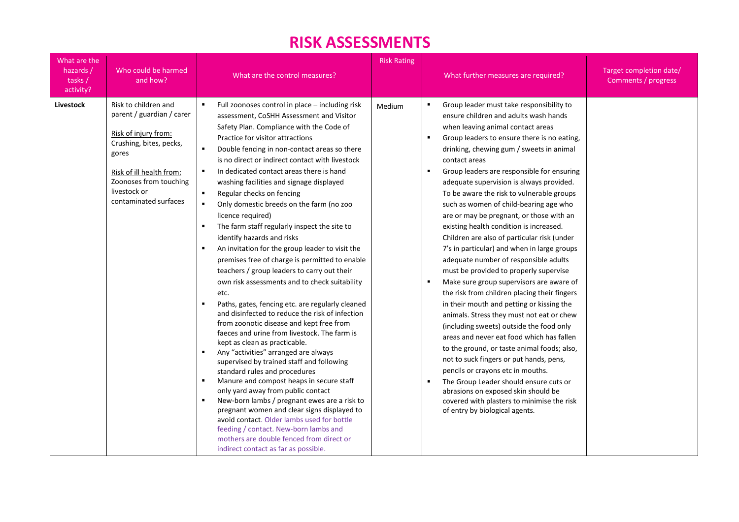# RISK ASSESSMENTS

| What are the hazards / tasks / activity? | Who could be harmed and how? | What are the control measures? | Risk Rating | What further measures are required? | Target completion date/ Comments / progress |
|---|---|---|---|---|---|
| **Livestock** | Risk to children and parent / guardian / carer<br><br>Risk of injury from:<br>Crushing, bites, pecks, gores<br><br>Risk of ill health from:<br>Zoonoses from touching livestock or contaminated surfaces | ▪ Full zoonoses control in place – including risk assessment, CoSHH Assessment and Visitor Safety Plan. Compliance with the Code of Practice for visitor attractions<br>▪ Double fencing in non-contact areas so there is no direct or indirect contact with livestock<br>▪ In dedicated contact areas there is hand washing facilities and signage displayed<br>▪ Regular checks on fencing<br>▪ Only domestic breeds on the farm (no zoo licence required)<br>▪ The farm staff regularly inspect the site to identify hazards and risks<br>▪ An invitation for the group leader to visit the premises free of charge is permitted to enable teachers / group leaders to carry out their own risk assessments and to check suitability etc.<br>▪ Paths, gates, fencing etc. are regularly cleaned and disinfected to reduce the risk of infection from zoonotic disease and kept free from faeces and urine from livestock. The farm is kept as clean as practicable.<br>▪ Any "activities" arranged are always supervised by trained staff and following standard rules and procedures<br>▪ Manure and compost heaps in secure staff only yard away from public contact<br>▪ New-born lambs / pregnant ewes are a risk to pregnant women and clear signs displayed to avoid contact. Older lambs used for bottle feeding / contact. New-born lambs and mothers are double fenced from direct or indirect contact as far as possible. | Medium | ▪ Group leader must take responsibility to ensure children and adults wash hands when leaving animal contact areas<br>▪ Group leaders to ensure there is no eating, drinking, chewing gum / sweets in animal contact areas<br>▪ Group leaders are responsible for ensuring adequate supervision is always provided. To be aware the risk to vulnerable groups such as women of child-bearing age who are or may be pregnant, or those with an existing health condition is increased. Children are also of particular risk (under 7's in particular) and when in large groups adequate number of responsible adults must be provided to properly supervise<br>▪ Make sure group supervisors are aware of the risk from children placing their fingers in their mouth and petting or kissing the animals. Stress they must not eat or chew (including sweets) outside the food only areas and never eat food which has fallen to the ground, or taste animal foods; also, not to suck fingers or put hands, pens, pencils or crayons etc in mouths.<br>▪ The Group Leader should ensure cuts or abrasions on exposed skin should be covered with plasters to minimise the risk of entry by biological agents. | |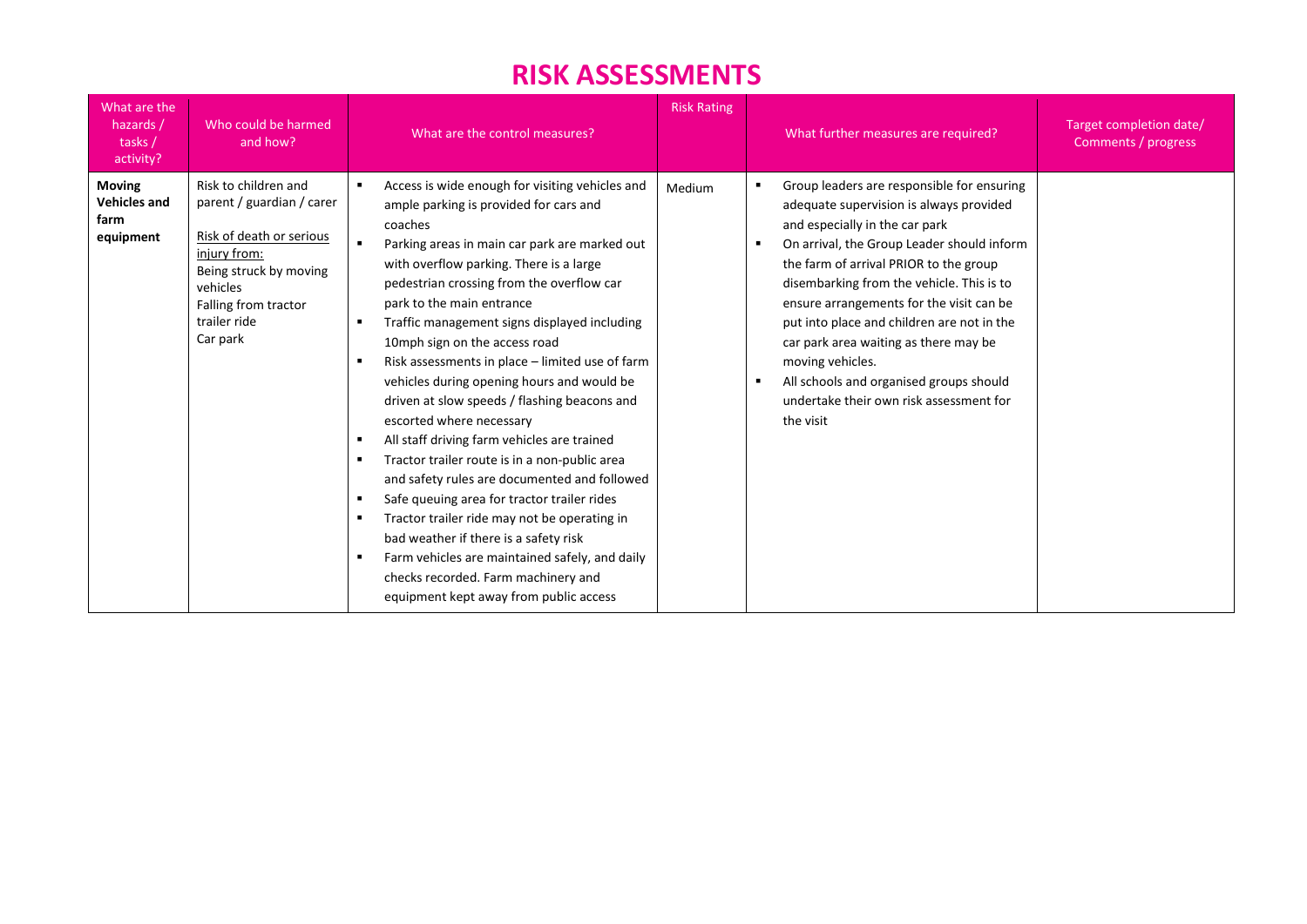# RISK ASSESSMENTS

| What are the hazards / tasks / activity? | Who could be harmed and how? | What are the control measures? | Risk Rating | What further measures are required? | Target completion date/ Comments / progress |
|---|---|---|---|---|---|
| **Moving Vehicles and farm equipment** | Risk to children and parent / guardian / carer<br><br><u>Risk of death or serious injury from:</u><br>Being struck by moving vehicles<br>Falling from tractor trailer ride<br>Car park | ▪ Access is wide enough for visiting vehicles and ample parking is provided for cars and coaches<br>▪ Parking areas in main car park are marked out with overflow parking. There is a large pedestrian crossing from the overflow car park to the main entrance<br>▪ Traffic management signs displayed including 10mph sign on the access road<br>▪ Risk assessments in place – limited use of farm vehicles during opening hours and would be driven at slow speeds / flashing beacons and escorted where necessary<br>▪ All staff driving farm vehicles are trained<br>▪ Tractor trailer route is in a non-public area and safety rules are documented and followed<br>▪ Safe queuing area for tractor trailer rides<br>▪ Tractor trailer ride may not be operating in bad weather if there is a safety risk<br>▪ Farm vehicles are maintained safely, and daily checks recorded. Farm machinery and equipment kept away from public access | Medium | ▪ Group leaders are responsible for ensuring adequate supervision is always provided and especially in the car park<br>▪ On arrival, the Group Leader should inform the farm of arrival PRIOR to the group disembarking from the vehicle. This is to ensure arrangements for the visit can be put into place and children are not in the car park area waiting as there may be moving vehicles.<br>▪ All schools and organised groups should undertake their own risk assessment for the visit | |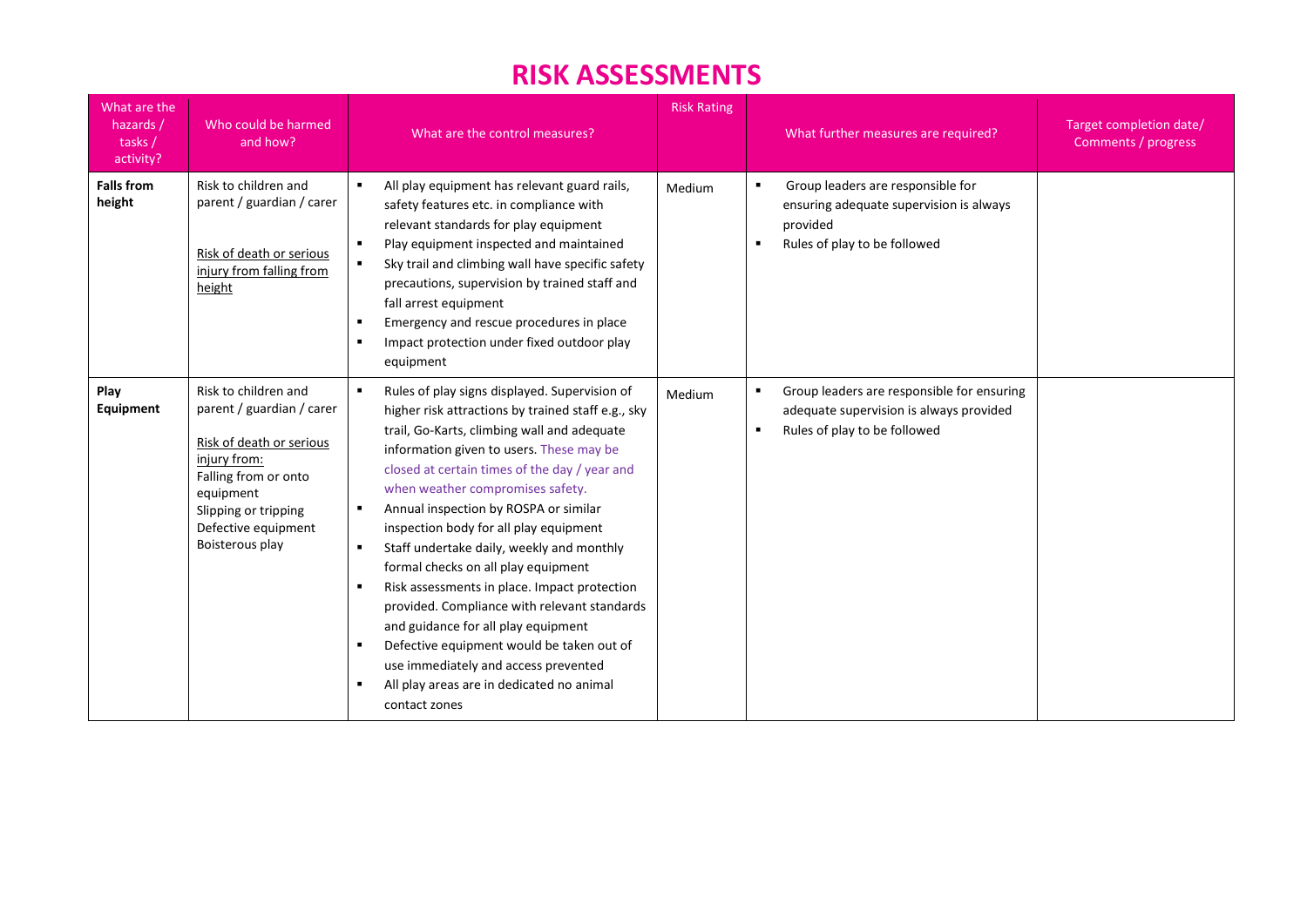# RISK ASSESSMENTS

| What are the hazards / tasks / activity? | Who could be harmed and how? | What are the control measures? | Risk Rating | What further measures are required? | Target completion date/ Comments / progress |
|---|---|---|---|---|---|
| **Falls from height** | Risk to children and parent / guardian / carer<br><br>Risk of death or serious injury from falling from height | ▪ All play equipment has relevant guard rails, safety features etc. in compliance with relevant standards for play equipment<br>▪ Play equipment inspected and maintained<br>▪ Sky trail and climbing wall have specific safety precautions, supervision by trained staff and fall arrest equipment<br>▪ Emergency and rescue procedures in place<br>▪ Impact protection under fixed outdoor play equipment | Medium | ▪ Group leaders are responsible for ensuring adequate supervision is always provided<br>▪ Rules of play to be followed | |
| **Play Equipment** | Risk to children and parent / guardian / carer<br><br>Risk of death or serious injury from:<br>Falling from or onto equipment<br>Slipping or tripping<br>Defective equipment<br>Boisterous play | ▪ Rules of play signs displayed. Supervision of higher risk attractions by trained staff e.g., sky trail, Go-Karts, climbing wall and adequate information given to users. These may be closed at certain times of the day / year and when weather compromises safety.<br>▪ Annual inspection by ROSPA or similar inspection body for all play equipment<br>▪ Staff undertake daily, weekly and monthly formal checks on all play equipment<br>▪ Risk assessments in place. Impact protection provided. Compliance with relevant standards and guidance for all play equipment<br>▪ Defective equipment would be taken out of use immediately and access prevented<br>▪ All play areas are in dedicated no animal contact zones | Medium | ▪ Group leaders are responsible for ensuring adequate supervision is always provided<br>▪ Rules of play to be followed | |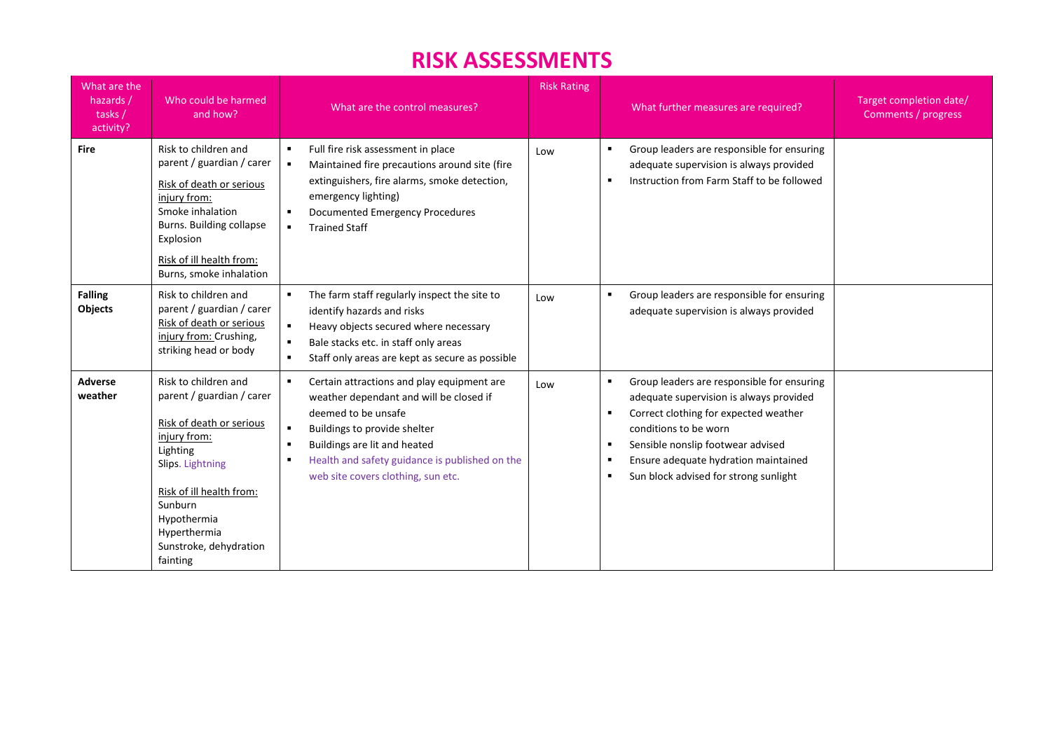# RISK ASSESSMENTS

| What are the hazards / tasks / activity? | Who could be harmed and how? | What are the control measures? | Risk Rating | What further measures are required? | Target completion date/ Comments / progress |
|---|---|---|---|---|---|
| **Fire** | Risk to children and parent / guardian / carer<br><br>Risk of death or serious injury from:<br>Smoke inhalation<br>Burns. Building collapse<br>Explosion<br><br>Risk of ill health from:<br>Burns, smoke inhalation | ▪ Full fire risk assessment in place<br>▪ Maintained fire precautions around site (fire extinguishers, fire alarms, smoke detection, emergency lighting)<br>▪ Documented Emergency Procedures<br>▪ Trained Staff | Low | ▪ Group leaders are responsible for ensuring adequate supervision is always provided<br>▪ Instruction from Farm Staff to be followed | |
| **Falling Objects** | Risk to children and parent / guardian / carer<br>Risk of death or serious injury from: Crushing, striking head or body | ▪ The farm staff regularly inspect the site to identify hazards and risks<br>▪ Heavy objects secured where necessary<br>▪ Bale stacks etc. in staff only areas<br>▪ Staff only areas are kept as secure as possible | Low | ▪ Group leaders are responsible for ensuring adequate supervision is always provided | |
| **Adverse weather** | Risk to children and parent / guardian / carer<br><br>Risk of death or serious injury from:<br>Lighting<br>Slips. Lightning<br><br>Risk of ill health from:<br>Sunburn<br>Hypothermia<br>Hyperthermia<br>Sunstroke, dehydration<br>fainting | ▪ Certain attractions and play equipment are weather dependant and will be closed if deemed to be unsafe<br>▪ Buildings to provide shelter<br>▪ Buildings are lit and heated<br>▪ Health and safety guidance is published on the web site covers clothing, sun etc. | Low | ▪ Group leaders are responsible for ensuring adequate supervision is always provided<br>▪ Correct clothing for expected weather conditions to be worn<br>▪ Sensible nonslip footwear advised<br>▪ Ensure adequate hydration maintained<br>▪ Sun block advised for strong sunlight | |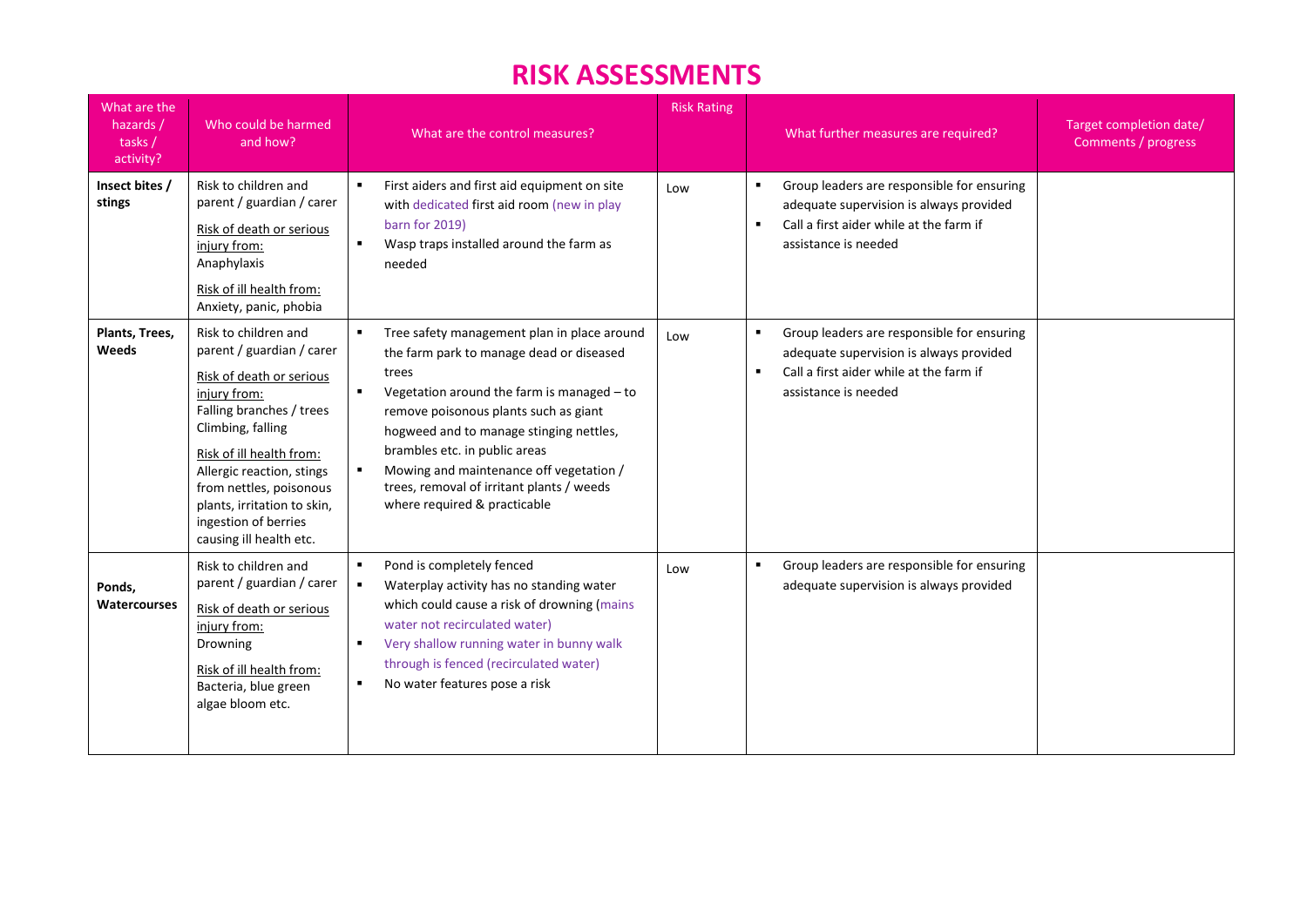# RISK ASSESSMENTS

| What are the hazards / tasks / activity? | Who could be harmed and how? | What are the control measures? | Risk Rating | What further measures are required? | Target completion date/ Comments / progress |
|---|---|---|---|---|---|
| **Insect bites / stings** | Risk to children and parent / guardian / carer<br>Risk of death or serious injury from:<br>Anaphylaxis<br>Risk of ill health from:<br>Anxiety, panic, phobia | ▪ First aiders and first aid equipment on site with dedicated first aid room (new in play barn for 2019)<br>▪ Wasp traps installed around the farm as needed | Low | ▪ Group leaders are responsible for ensuring adequate supervision is always provided<br>▪ Call a first aider while at the farm if assistance is needed | |
| **Plants, Trees, Weeds** | Risk to children and parent / guardian / carer<br>Risk of death or serious injury from:<br>Falling branches / trees<br>Climbing, falling<br>Risk of ill health from:<br>Allergic reaction, stings from nettles, poisonous plants, irritation to skin, ingestion of berries causing ill health etc. | ▪ Tree safety management plan in place around the farm park to manage dead or diseased trees<br>▪ Vegetation around the farm is managed – to remove poisonous plants such as giant hogweed and to manage stinging nettles, brambles etc. in public areas<br>▪ Mowing and maintenance off vegetation / trees, removal of irritant plants / weeds where required & practicable | Low | ▪ Group leaders are responsible for ensuring adequate supervision is always provided<br>▪ Call a first aider while at the farm if assistance is needed | |
| **Ponds, Watercourses** | Risk to children and parent / guardian / carer<br>Risk of death or serious injury from:<br>Drowning<br>Risk of ill health from:<br>Bacteria, blue green algae bloom etc. | ▪ Pond is completely fenced<br>▪ Waterplay activity has no standing water which could cause a risk of drowning (mains water not recirculated water)<br>▪ Very shallow running water in bunny walk through is fenced (recirculated water)<br>▪ No water features pose a risk | Low | ▪ Group leaders are responsible for ensuring adequate supervision is always provided | |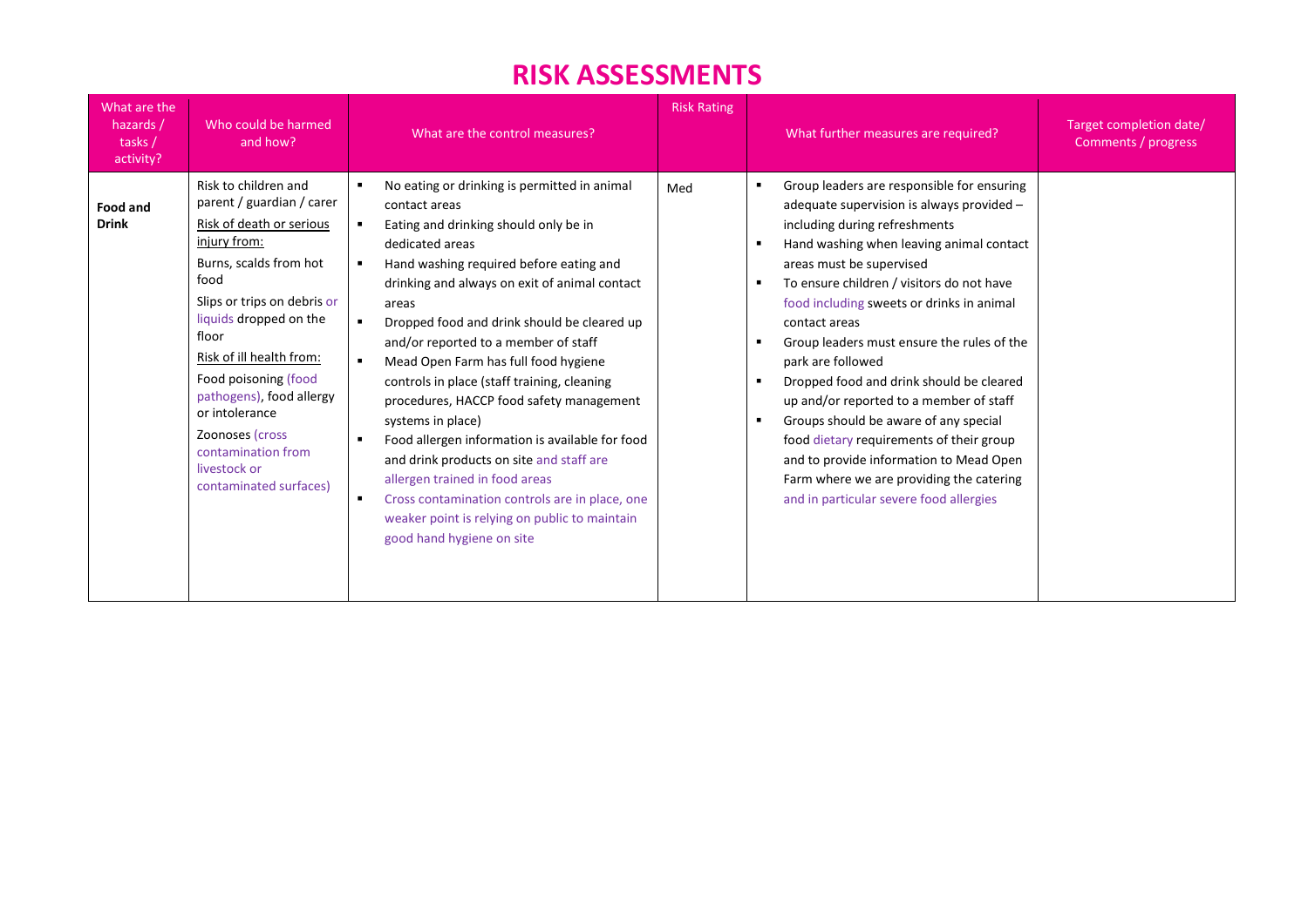# RISK ASSESSMENTS

| What are the hazards / tasks / activity? | Who could be harmed and how? | What are the control measures? | Risk Rating | What further measures are required? | Target completion date/ Comments / progress |
|---|---|---|---|---|---|
| **Food and Drink** | Risk to children and parent / guardian / carer<br>Risk of death or serious injury from:<br>Burns, scalds from hot food<br>Slips or trips on debris or liquids dropped on the floor<br>Risk of ill health from:<br>Food poisoning (food pathogens), food allergy or intolerance<br>Zoonoses (cross contamination from livestock or contaminated surfaces) | ▪ No eating or drinking is permitted in animal contact areas<br>▪ Eating and drinking should only be in dedicated areas<br>▪ Hand washing required before eating and drinking and always on exit of animal contact areas<br>▪ Dropped food and drink should be cleared up and/or reported to a member of staff<br>▪ Mead Open Farm has full food hygiene controls in place (staff training, cleaning procedures, HACCP food safety management systems in place)<br>▪ Food allergen information is available for food and drink products on site and staff are allergen trained in food areas<br>▪ Cross contamination controls are in place, one weaker point is relying on public to maintain good hand hygiene on site | Med | ▪ Group leaders are responsible for ensuring adequate supervision is always provided – including during refreshments<br>▪ Hand washing when leaving animal contact areas must be supervised<br>▪ To ensure children / visitors do not have food including sweets or drinks in animal contact areas<br>▪ Group leaders must ensure the rules of the park are followed<br>▪ Dropped food and drink should be cleared up and/or reported to a member of staff<br>▪ Groups should be aware of any special food dietary requirements of their group and to provide information to Mead Open Farm where we are providing the catering and in particular severe food allergies | |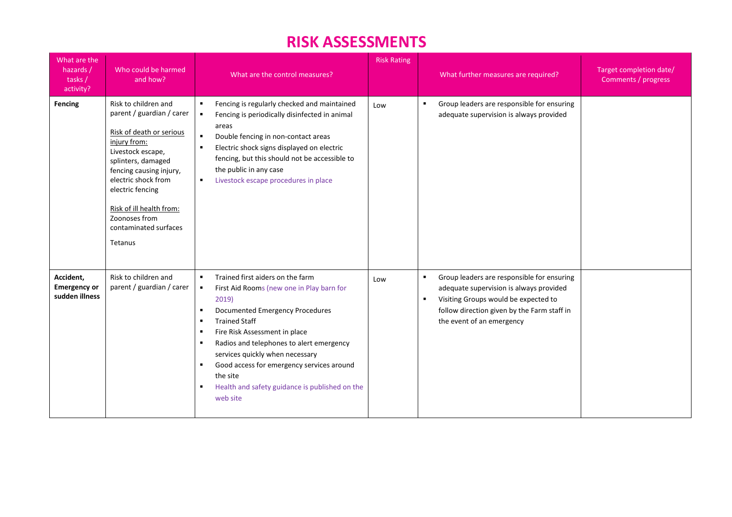# RISK ASSESSMENTS

| What are the hazards / tasks / activity? | Who could be harmed and how? | What are the control measures? | Risk Rating | What further measures are required? | Target completion date/ Comments / progress |
|---|---|---|---|---|---|
| **Fencing** | Risk to children and parent / guardian / carer<br><br>Risk of death or serious injury from:<br>Livestock escape, splinters, damaged fencing causing injury, electric shock from electric fencing<br><br>Risk of ill health from:<br>Zoonoses from contaminated surfaces<br><br>Tetanus | ▪ Fencing is regularly checked and maintained<br>▪ Fencing is periodically disinfected in animal areas<br>▪ Double fencing in non-contact areas<br>▪ Electric shock signs displayed on electric fencing, but this should not be accessible to the public in any case<br>▪ Livestock escape procedures in place | Low | ▪ Group leaders are responsible for ensuring adequate supervision is always provided | |
| **Accident, Emergency or sudden illness** | Risk to children and parent / guardian / carer | ▪ Trained first aiders on the farm<br>▪ First Aid Rooms (new one in Play barn for 2019)<br>▪ Documented Emergency Procedures<br>▪ Trained Staff<br>▪ Fire Risk Assessment in place<br>▪ Radios and telephones to alert emergency services quickly when necessary<br>▪ Good access for emergency services around the site<br>▪ Health and safety guidance is published on the web site | Low | ▪ Group leaders are responsible for ensuring adequate supervision is always provided<br>▪ Visiting Groups would be expected to follow direction given by the Farm staff in the event of an emergency | |